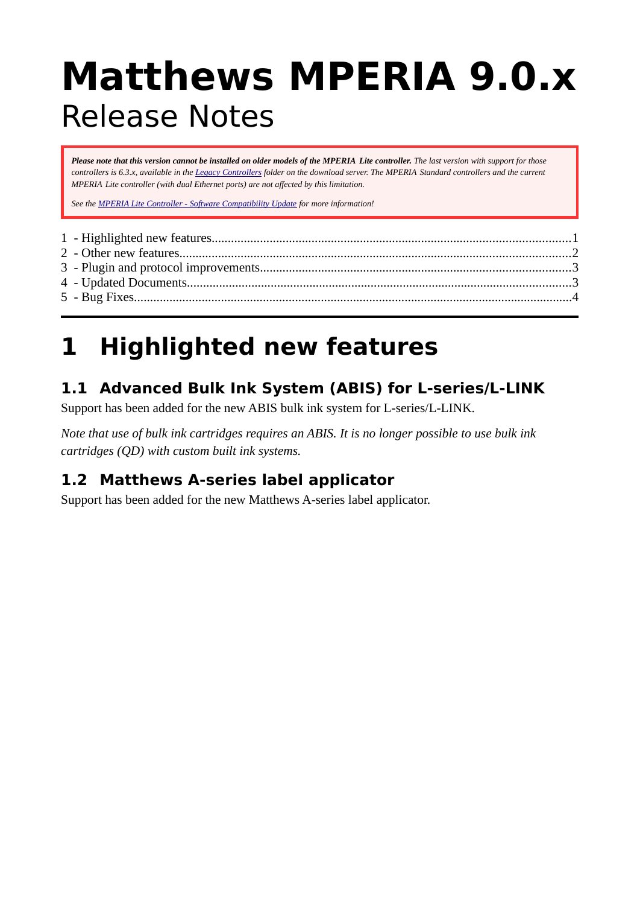# Matthews MPERIA 9.0.x

Release Notes

> ***Please note that this version cannot be installed on older models of the MPERIA Lite controller.*** *The last version with support for those controllers is 6.3.x, available in the [Legacy Controllers] folder on the download server. The MPERIA Standard controllers and the current MPERIA Lite controller (with dual Ethernet ports) are not affected by this limitation.*
>
> *See the [MPERIA Lite Controller - Software Compatibility Update] for more information!*

1 - Highlighted new features....1
2 - Other new features....2
3 - Plugin and protocol improvements....3
4 - Updated Documents....3
5 - Bug Fixes....4

# 1 Highlighted new features

## 1.1 Advanced Bulk Ink System (ABIS) for L-series/L-LINK

Support has been added for the new ABIS bulk ink system for L-series/L-LINK.

*Note that use of bulk ink cartridges requires an ABIS. It is no longer possible to use bulk ink cartridges (QD) with custom built ink systems.*

## 1.2 Matthews A-series label applicator

Support has been added for the new Matthews A-series label applicator.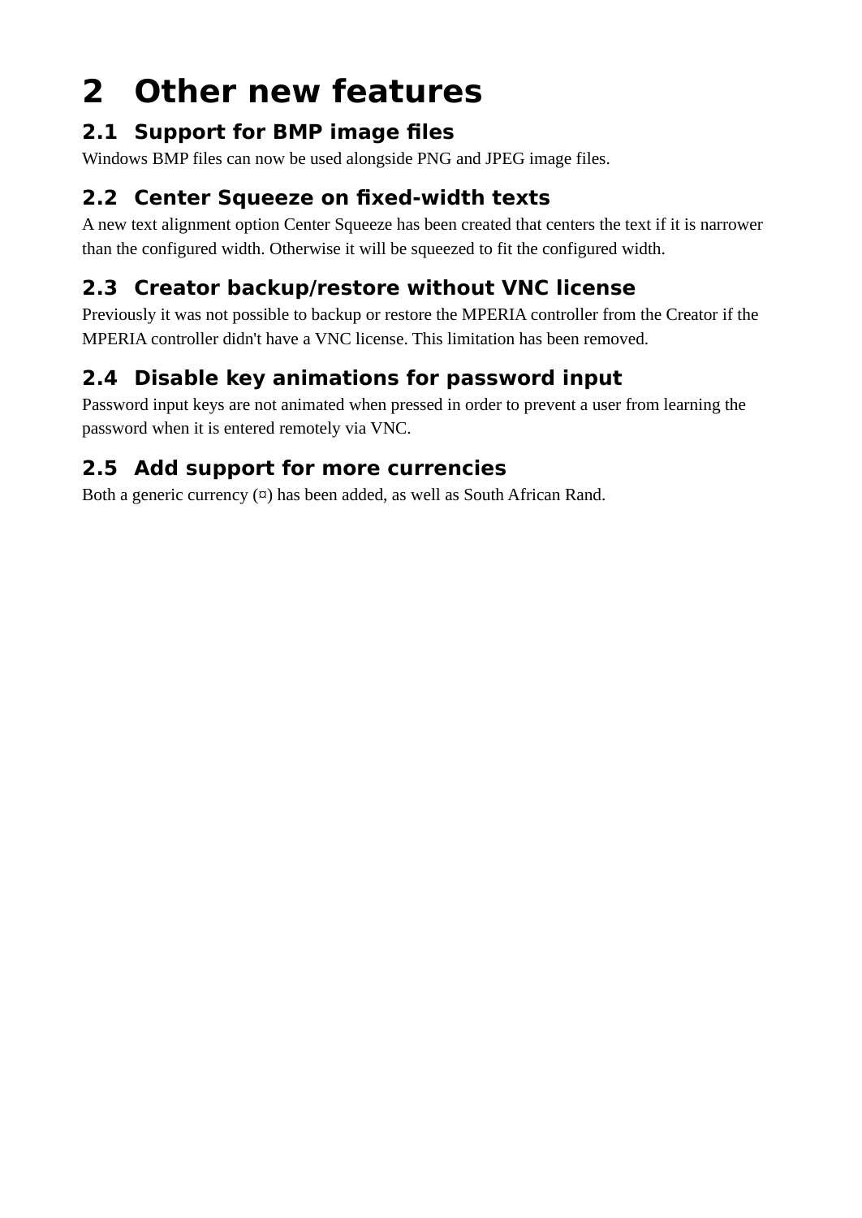# 2 Other new features

## 2.1 Support for BMP image files

Windows BMP files can now be used alongside PNG and JPEG image files.

## 2.2 Center Squeeze on fixed-width texts

A new text alignment option Center Squeeze has been created that centers the text if it is narrower than the configured width. Otherwise it will be squeezed to fit the configured width.

## 2.3 Creator backup/restore without VNC license

Previously it was not possible to backup or restore the MPERIA controller from the Creator if the MPERIA controller didn't have a VNC license. This limitation has been removed.

## 2.4 Disable key animations for password input

Password input keys are not animated when pressed in order to prevent a user from learning the password when it is entered remotely via VNC.

## 2.5 Add support for more currencies

Both a generic currency (¤) has been added, as well as South African Rand.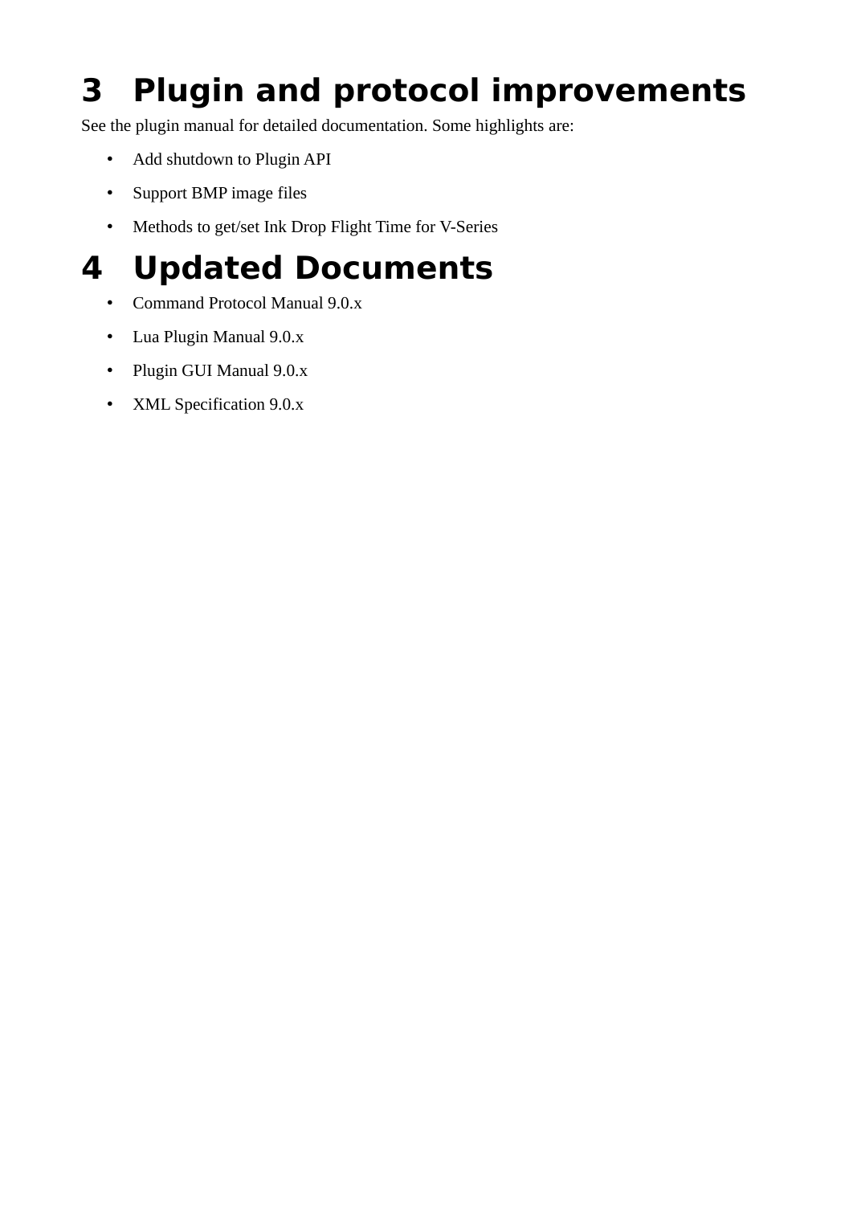# 3 Plugin and protocol improvements

See the plugin manual for detailed documentation. Some highlights are:

- Add shutdown to Plugin API
- Support BMP image files
- Methods to get/set Ink Drop Flight Time for V-Series

# 4 Updated Documents

- Command Protocol Manual 9.0.x
- Lua Plugin Manual 9.0.x
- Plugin GUI Manual 9.0.x
- XML Specification 9.0.x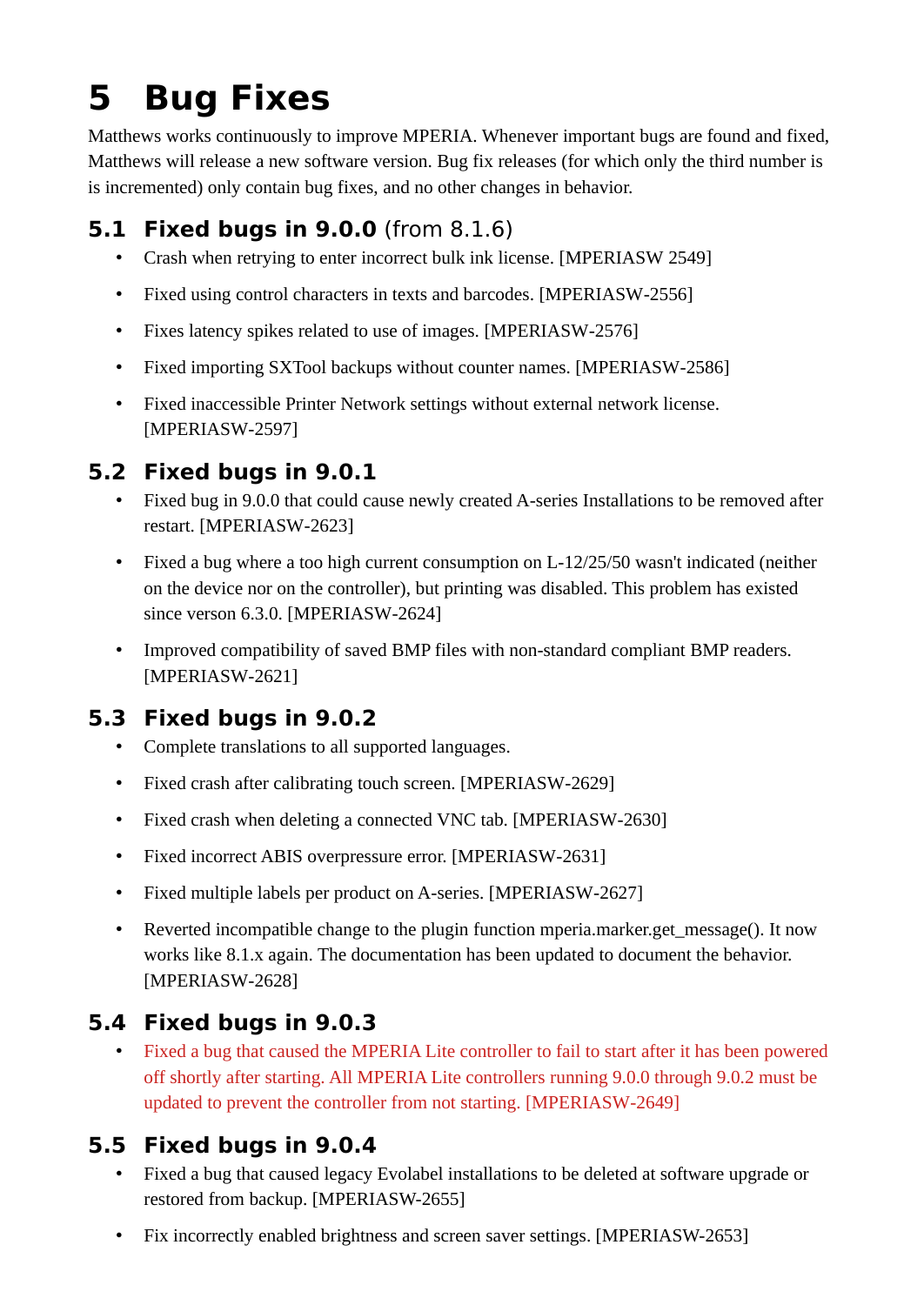# 5 Bug Fixes

Matthews works continuously to improve MPERIA. Whenever important bugs are found and fixed, Matthews will release a new software version. Bug fix releases (for which only the third number is is incremented) only contain bug fixes, and no other changes in behavior.

## 5.1 Fixed bugs in 9.0.0 (from 8.1.6)

- Crash when retrying to enter incorrect bulk ink license. [MPERIASW 2549]
- Fixed using control characters in texts and barcodes. [MPERIASW-2556]
- Fixes latency spikes related to use of images. [MPERIASW-2576]
- Fixed importing SXTool backups without counter names. [MPERIASW-2586]
- Fixed inaccessible Printer Network settings without external network license. [MPERIASW-2597]

## 5.2 Fixed bugs in 9.0.1

- Fixed bug in 9.0.0 that could cause newly created A-series Installations to be removed after restart. [MPERIASW-2623]
- Fixed a bug where a too high current consumption on L-12/25/50 wasn't indicated (neither on the device nor on the controller), but printing was disabled. This problem has existed since verson 6.3.0. [MPERIASW-2624]
- Improved compatibility of saved BMP files with non-standard compliant BMP readers. [MPERIASW-2621]

## 5.3 Fixed bugs in 9.0.2

- Complete translations to all supported languages.
- Fixed crash after calibrating touch screen. [MPERIASW-2629]
- Fixed crash when deleting a connected VNC tab. [MPERIASW-2630]
- Fixed incorrect ABIS overpressure error. [MPERIASW-2631]
- Fixed multiple labels per product on A-series. [MPERIASW-2627]
- Reverted incompatible change to the plugin function mperia.marker.get_message(). It now works like 8.1.x again. The documentation has been updated to document the behavior. [MPERIASW-2628]

## 5.4 Fixed bugs in 9.0.3

- Fixed a bug that caused the MPERIA Lite controller to fail to start after it has been powered off shortly after starting. All MPERIA Lite controllers running 9.0.0 through 9.0.2 must be updated to prevent the controller from not starting. [MPERIASW-2649]

## 5.5 Fixed bugs in 9.0.4

- Fixed a bug that caused legacy Evolabel installations to be deleted at software upgrade or restored from backup. [MPERIASW-2655]
- Fix incorrectly enabled brightness and screen saver settings. [MPERIASW-2653]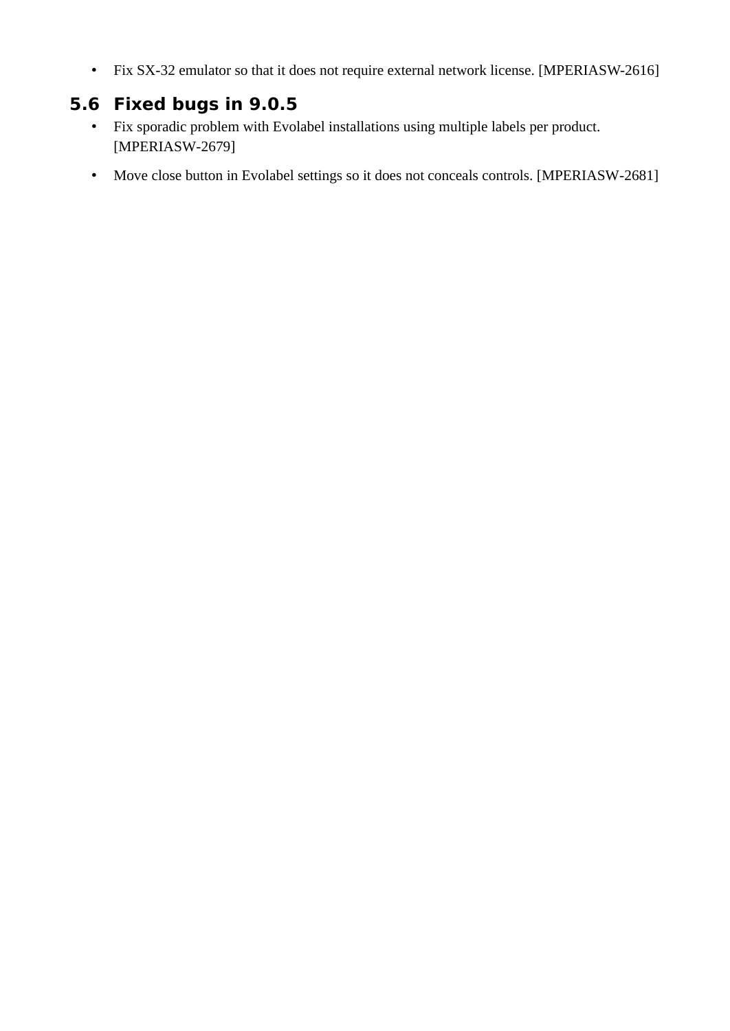- Fix SX-32 emulator so that it does not require external network license. [MPERIASW-2616]

## 5.6 Fixed bugs in 9.0.5

- Fix sporadic problem with Evolabel installations using multiple labels per product. [MPERIASW-2679]
- Move close button in Evolabel settings so it does not conceals controls. [MPERIASW-2681]